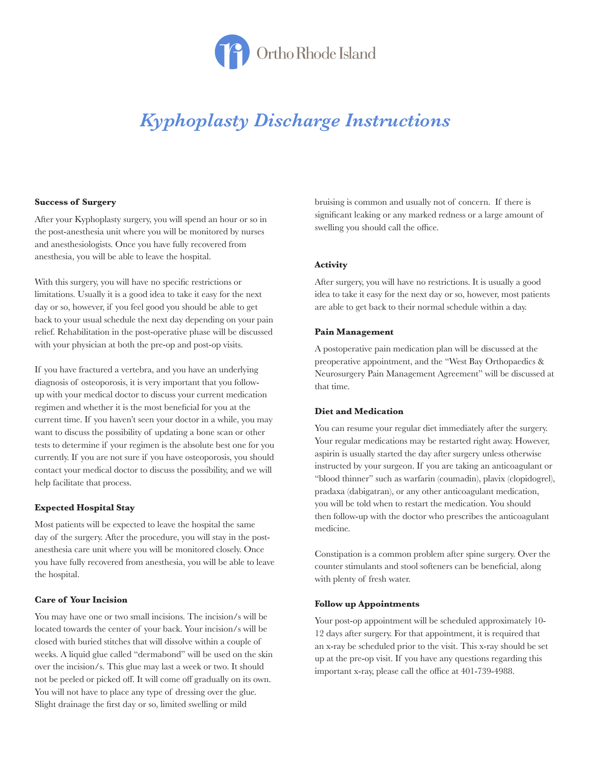Ortho Rhode Island

# *Kyphoplasty Discharge Instructions*

**Success of Surgery**

After your Kyphoplasty surgery, you will spend an hour or so in the post-anesthesia unit where you will be monitored by nurses and anesthesiologists. Once you have fully recovered from anesthesia, you will be able to leave the hospital.

With this surgery, you will have no specific restrictions or limitations. Usually it is a good idea to take it easy for the next day or so, however, if you feel good you should be able to get back to your usual schedule the next day depending on your pain relief. Rehabilitation in the post-operative phase will be discussed with your physician at both the pre-op and post-op visits.

If you have fractured a vertebra, and you have an underlying diagnosis of osteoporosis, it is very important that you follow-up with your medical doctor to discuss your current medication regimen and whether it is the most beneficial for you at the current time. If you haven't seen your doctor in a while, you may want to discuss the possibility of updating a bone scan or other tests to determine if your regimen is the absolute best one for you currently. If you are not sure if you have osteoporosis, you should contact your medical doctor to discuss the possibility, and we will help facilitate that process.

**Expected Hospital Stay**

Most patients will be expected to leave the hospital the same day of the surgery. After the procedure, you will stay in the post-anesthesia care unit where you will be monitored closely. Once you have fully recovered from anesthesia, you will be able to leave the hospital.

**Care of Your Incision**

You may have one or two small incisions. The incision/s will be located towards the center of your back. Your incision/s will be closed with buried stitches that will dissolve within a couple of weeks. A liquid glue called "dermabond" will be used on the skin over the incision/s. This glue may last a week or two. It should not be peeled or picked off. It will come off gradually on its own. You will not have to place any type of dressing over the glue. Slight drainage the first day or so, limited swelling or mild bruising is common and usually not of concern. If there is significant leaking or any marked redness or a large amount of swelling you should call the office.

**Activity**

After surgery, you will have no restrictions. It is usually a good idea to take it easy for the next day or so, however, most patients are able to get back to their normal schedule within a day.

**Pain Management**

A postoperative pain medication plan will be discussed at the preoperative appointment, and the "West Bay Orthopaedics & Neurosurgery Pain Management Agreement" will be discussed at that time.

**Diet and Medication**

You can resume your regular diet immediately after the surgery. Your regular medications may be restarted right away. However, aspirin is usually started the day after surgery unless otherwise instructed by your surgeon. If you are taking an anticoagulant or "blood thinner" such as warfarin (coumadin), plavix (clopidogrel), pradaxa (dabigatran), or any other anticoagulant medication, you will be told when to restart the medication. You should then follow-up with the doctor who prescribes the anticoagulant medicine.

Constipation is a common problem after spine surgery. Over the counter stimulants and stool softeners can be beneficial, along with plenty of fresh water.

**Follow up Appointments**

Your post-op appointment will be scheduled approximately 10-12 days after surgery. For that appointment, it is required that an x-ray be scheduled prior to the visit. This x-ray should be set up at the pre-op visit. If you have any questions regarding this important x-ray, please call the office at 401-739-4988.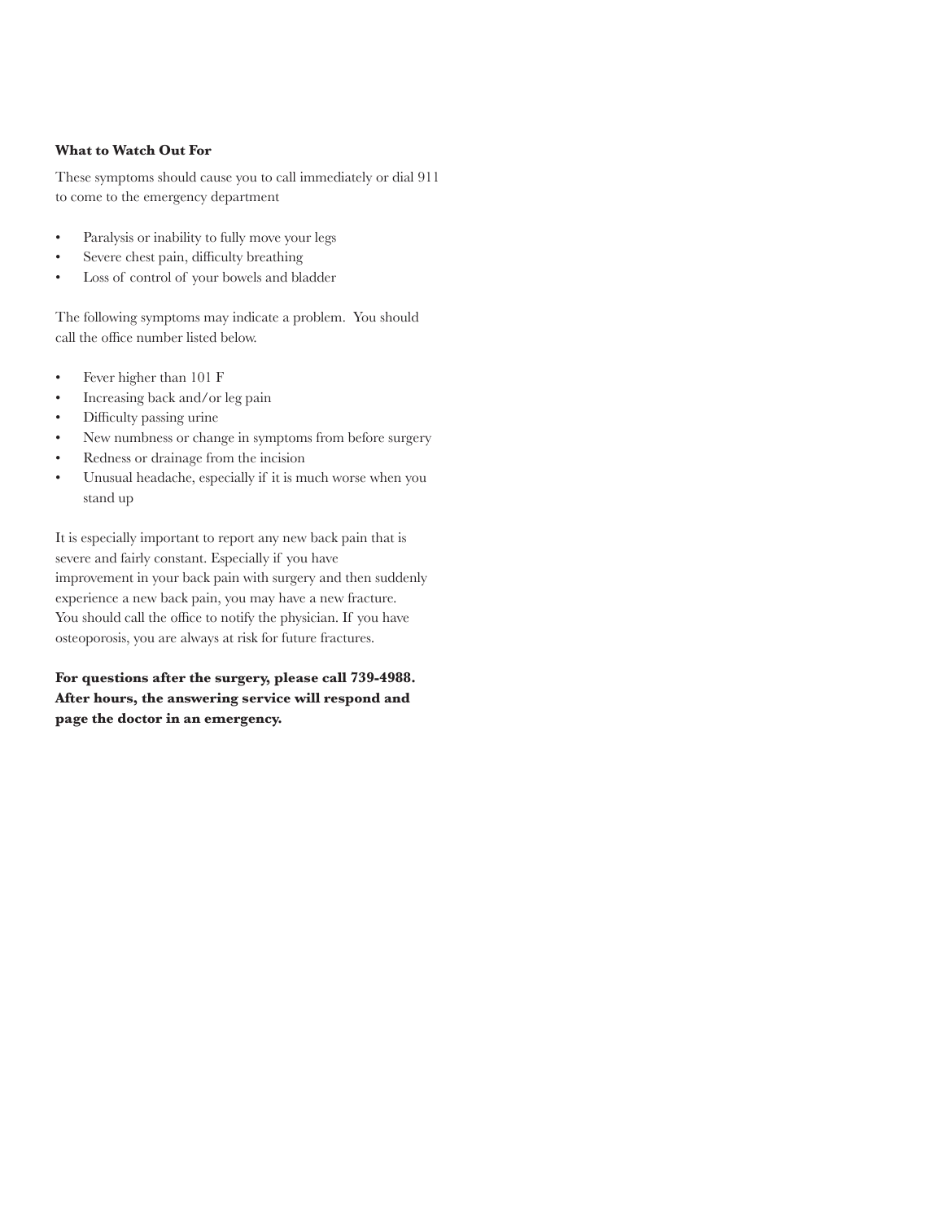**What to Watch Out For**

These symptoms should cause you to call immediately or dial 911 to come to the emergency department

- Paralysis or inability to fully move your legs
- Severe chest pain, difficulty breathing
- Loss of control of your bowels and bladder

The following symptoms may indicate a problem. You should call the office number listed below.

- Fever higher than 101 F
- Increasing back and/or leg pain
- Difficulty passing urine
- New numbness or change in symptoms from before surgery
- Redness or drainage from the incision
- Unusual headache, especially if it is much worse when you stand up

It is especially important to report any new back pain that is severe and fairly constant. Especially if you have improvement in your back pain with surgery and then suddenly experience a new back pain, you may have a new fracture. You should call the office to notify the physician. If you have osteoporosis, you are always at risk for future fractures.

**For questions after the surgery, please call 739-4988. After hours, the answering service will respond and page the doctor in an emergency.**